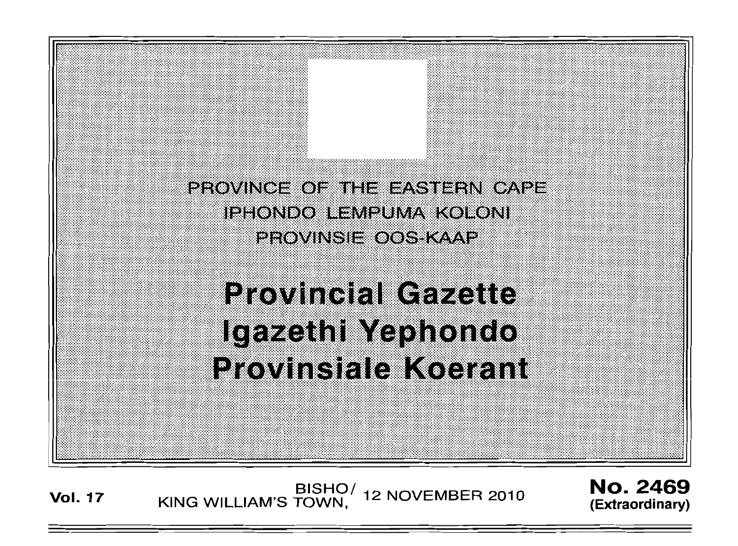PROVINCE OF THE EASTERN CAPE
IPHONDO LEMPUMA KOLONI
PROVINSIE OOS-KAAP

# Provincial Gazette
# Igazethi Yephondo
# Provinsiale Koerant

**Vol. 17** BISHO/ KING WILLIAM'S TOWN, 12 NOVEMBER 2010 **No. 2469 (Extraordinary)**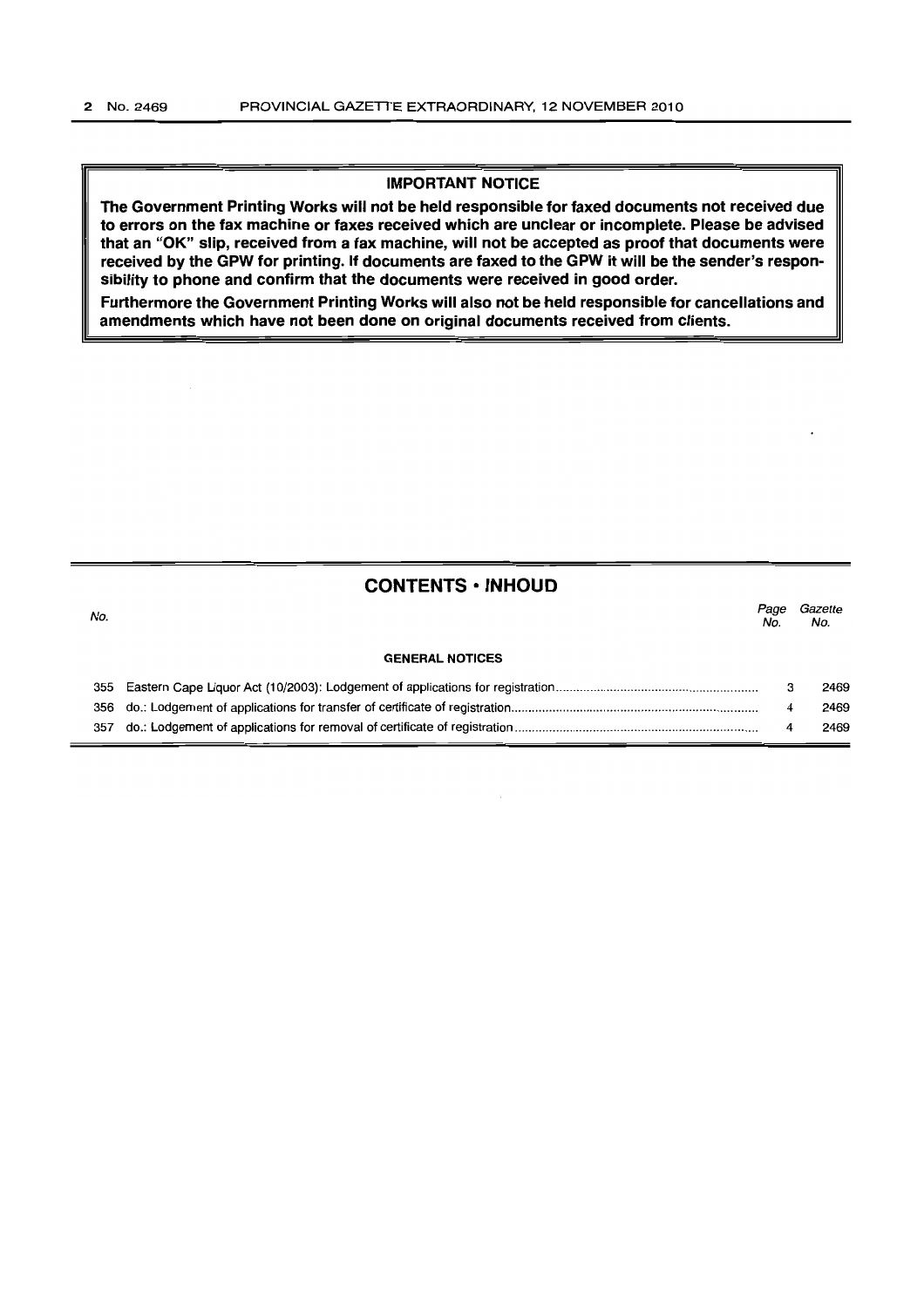**IMPORTANT NOTICE**

**The Government Printing Works will not be held responsible for faxed documents not received due to errors on the fax machine or faxes received which are unclear or incomplete. Please be advised that an "OK" slip, received from a fax machine, will not be accepted as proof that documents were received by the GPW for printing. If documents are faxed to the GPW it will be the sender's responsibility to phone and confirm that the documents were received in good order.**

**Furthermore the Government Printing Works will also not be held responsible for cancellations and amendments which have not been done on original documents received from clients.**

## CONTENTS • INHOUD

| *No.* | | *Page No.* | *Gazette No.* |
|---|---|---|---|
| | **GENERAL NOTICES** | | |
| 355 | Eastern Cape Liquor Act (10/2003): Lodgement of applications for registration | 3 | 2469 |
| 356 | do.: Lodgement of applications for transfer of certificate of registration | 4 | 2469 |
| 357 | do.: Lodgement of applications for removal of certificate of registration | 4 | 2469 |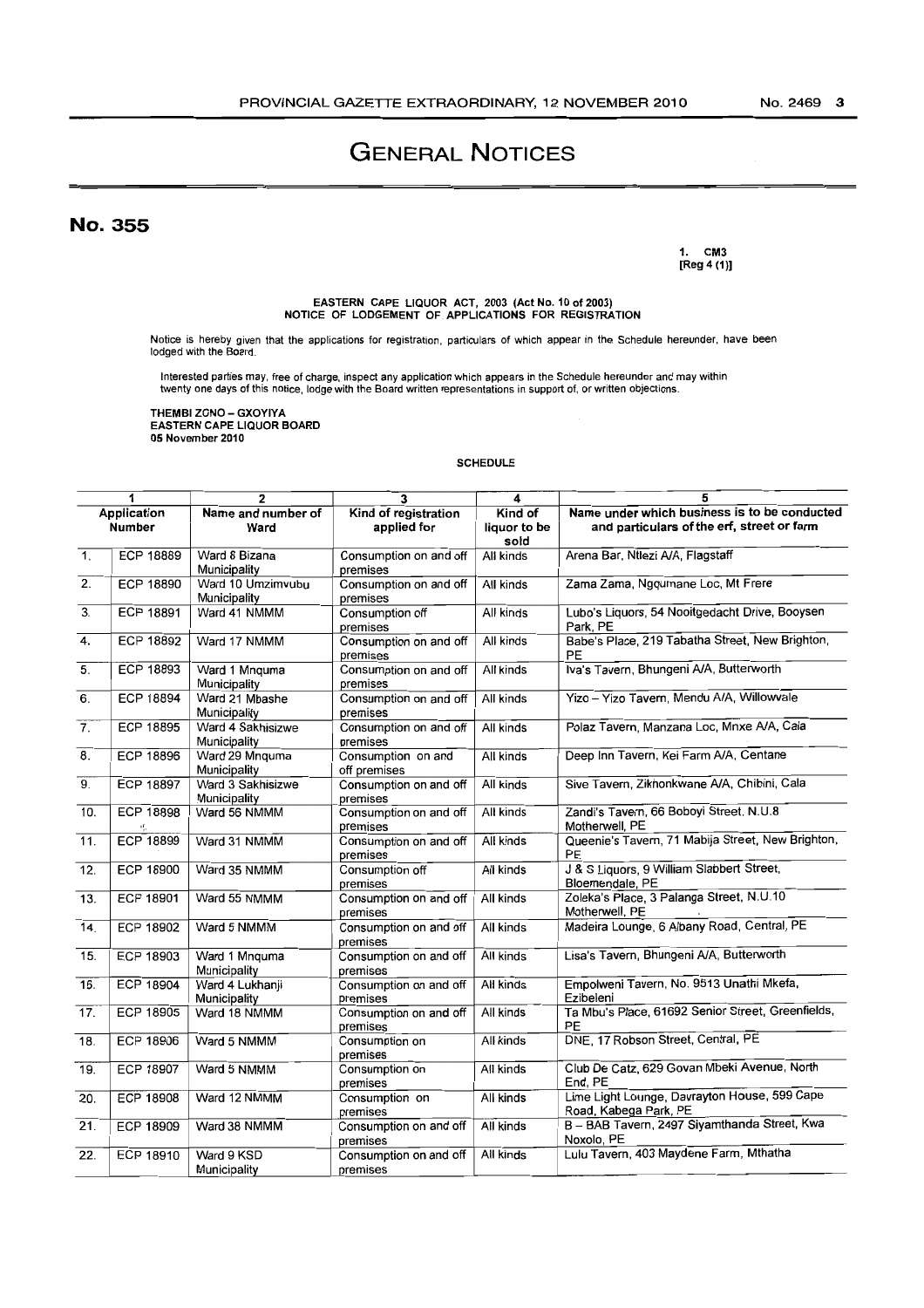# GENERAL NOTICES

## No. 355

1. CM3
[Reg 4 (1)]

**EASTERN CAPE LIQUOR ACT, 2003 (Act No. 10 of 2003)**
**NOTICE OF LODGEMENT OF APPLICATIONS FOR REGISTRATION**

Notice is hereby given that the applications for registration, particulars of which appear in the Schedule hereunder, have been lodged with the Board.

Interested parties may, free of charge, inspect any application which appears in the Schedule hereunder and may within twenty one days of this notice, lodge with the Board written representations in support of, or written objections.

**THEMBI ZONO – GXOYIYA**
**EASTERN CAPE LIQUOR BOARD**
**05 November 2010**

**SCHEDULE**

| 1 | | 2 | 3 | 4 | 5 |
|---|---|---|---|---|---|
| Application Number | | Name and number of Ward | Kind of registration applied for | Kind of liquor to be sold | Name under which business is to be conducted and particulars of the erf, street or farm |
| 1. | ECP 18889 | Ward 8 Bizana Municipality | Consumption on and off premises | All kinds | Arena Bar, Ntlezi A/A, Flagstaff |
| 2. | ECP 18890 | Ward 10 Umzimvubu Municipality | Consumption on and off premises | All kinds | Zama Zama, Ngqumane Loc, Mt Frere |
| 3. | ECP 18891 | Ward 41 NMMM | Consumption off premises | All kinds | Lubo's Liquors, 54 Nooitgedacht Drive, Booysen Park, PE |
| 4. | ECP 18892 | Ward 17 NMMM | Consumption on and off premises | All kinds | Babe's Place, 219 Tabatha Street, New Brighton, PE |
| 5. | ECP 18893 | Ward 1 Mnquma Municipality | Consumption on and off premises | All kinds | Iva's Tavern, Bhungeni A/A, Butterworth |
| 6. | ECP 18894 | Ward 21 Mbashe Municipality | Consumption on and off premises | All kinds | Yizo – Yizo Tavern, Mendu A/A, Willowvale |
| 7. | ECP 18895 | Ward 4 Sakhisizwe Municipality | Consumption on and off premises | All kinds | Polaz Tavern, Manzana Loc, Mnxe A/A, Cala |
| 8. | ECP 18896 | Ward 29 Mnquma Municipality | Consumption on and off premises | All kinds | Deep Inn Tavern, Kei Farm A/A, Centane |
| 9. | ECP 18897 | Ward 3 Sakhisizwe Municipality | Consumption on and off premises | All kinds | Sive Tavern, Ziknonkwane A/A, Chibini, Cala |
| 10. | ECP 18898 | Ward 56 NMMM | Consumption on and off premises | All kinds | Zandi's Tavern, 66 Boboyi Street, N.U.8 Motherwell, PE |
| 11. | ECP 18899 | Ward 31 NMMM | Consumption on and off premises | All kinds | Queenie's Tavern, 71 Mabija Street, New Brighton, PE |
| 12. | ECP 18900 | Ward 35 NMMM | Consumption off premises | All kinds | J & S Liquors, 9 William Slabbert Street, Bloemendale, PE |
| 13. | ECP 18901 | Ward 55 NMMM | Consumption on and off premises | All kinds | Zoleka's Place, 3 Palanga Street, N.U.10 Motherwell, PE |
| 14. | ECP 18902 | Ward 5 NMMM | Consumption on and off premises | All kinds | Madeira Lounge, 6 Albany Road, Central, PE |
| 15. | ECP 18903 | Ward 1 Mnquma Municipality | Consumption on and off premises | All kinds | Lisa's Tavern, Bhungeni A/A, Butterworth |
| 16. | ECP 18904 | Ward 4 Lukhanji Municipality | Consumption on and off premises | All kinds | Empolweni Tavern, No. 9513 Unathi Mkefa, Ezibeleni |
| 17. | ECP 18905 | Ward 18 NMMM | Consumption on and off premises | All kinds | Ta Mbu's Place, 61692 Senior Street, Greenfields, PE |
| 18. | ECP 18906 | Ward 5 NMMM | Consumption on premises | All kinds | DNE, 17 Robson Street, Central, PE |
| 19. | ECP 18907 | Ward 5 NMMM | Consumption on premises | All kinds | Club De Catz, 629 Govan Mbeki Avenue, North End, PE |
| 20. | ECP 18908 | Ward 12 NMMM | Consumption on premises | All kinds | Lime Light Lounge, Davrayton House, 599 Cape Road, Kabega Park, PE |
| 21. | ECP 18909 | Ward 38 NMMM | Consumption on and off premises | All kinds | B – BAB Tavern, 2497 Siyamthanda Street, Kwa Noxolo, PE |
| 22. | ECP 18910 | Ward 9 KSD Municipality | Consumption on and off premises | All kinds | Lulu Tavern, 403 Maydene Farm, Mthatha |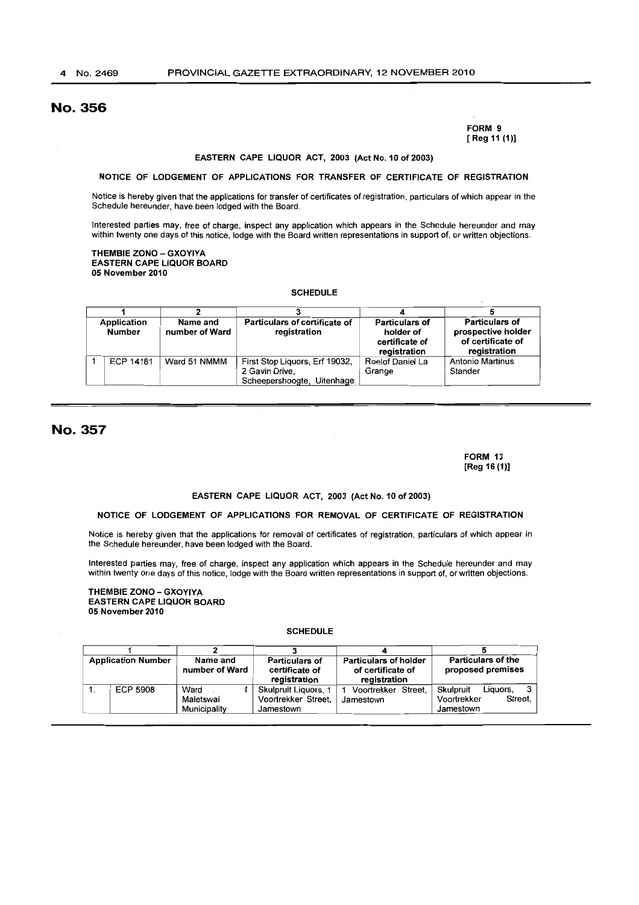## No. 356

FORM 9
[ Reg 11 (1)]

**EASTERN CAPE LIQUOR ACT, 2003 (Act No. 10 of 2003)**

**NOTICE OF LODGEMENT OF APPLICATIONS FOR TRANSFER OF CERTIFICATE OF REGISTRATION**

Notice is hereby given that the applications for transfer of certificates of registration, particulars of which appear in the Schedule hereunder, have been lodged with the Board.

Interested parties may, free of charge, inspect any application which appears in the Schedule hereunder and may within twenty one days of this notice, lodge with the Board written representations in support of, or written objections.

**THEMBIE ZONO – GXOYIYA**
**EASTERN CAPE LIQUOR BOARD**
**05 November 2010**

**SCHEDULE**

| 1 | | 2 | 3 | 4 | 5 |
|---|---|---|---|---|---|
| Application Number | | Name and number of Ward | Particulars of certificate of registration | Particulars of holder of certificate of registration | Particulars of prospective holder of certificate of registration |
| 1 | ECP 14181 | Ward 51 NMMM | First Stop Liquors, Erf 19032, 2 Gavin Drive, Scheepershoogte, Uitenhage | Roelof Daniel La Grange | Antonio Martinus Stander |

## No. 357

FORM 13
[Reg 16 (1)]

**EASTERN CAPE LIQUOR ACT, 2003 (Act No. 10 of 2003)**

**NOTICE OF LODGEMENT OF APPLICATIONS FOR REMOVAL OF CERTIFICATE OF REGISTRATION**

Notice is hereby given that the applications for removal of certificates of registration, particulars of which appear in the Schedule hereunder, have been lodged with the Board.

Interested parties may, free of charge, inspect any application which appears in the Schedule hereunder and may within twenty one days of this notice, lodge with the Board written representations in support of, or written objections.

**THEMBIE ZONO – GXOYIYA**
**EASTERN CAPE LIQUOR BOARD**
**05 November 2010**

**SCHEDULE**

| 1 | | 2 | 3 | 4 | 5 |
|---|---|---|---|---|---|
| Application Number | | Name and number of Ward | Particulars of certificate of registration | Particulars of holder of certificate of registration | Particulars of the proposed premises |
| 1. | ECP 5908 | Ward 1 Maletswai Municipality | Skulpruit Liquors, 1 Voortrekker Street, Jamestown | 1 Voortrekker Street, Jamestown | Skulpruit Liquors, 3 Voortrekker Street, Jamestown |